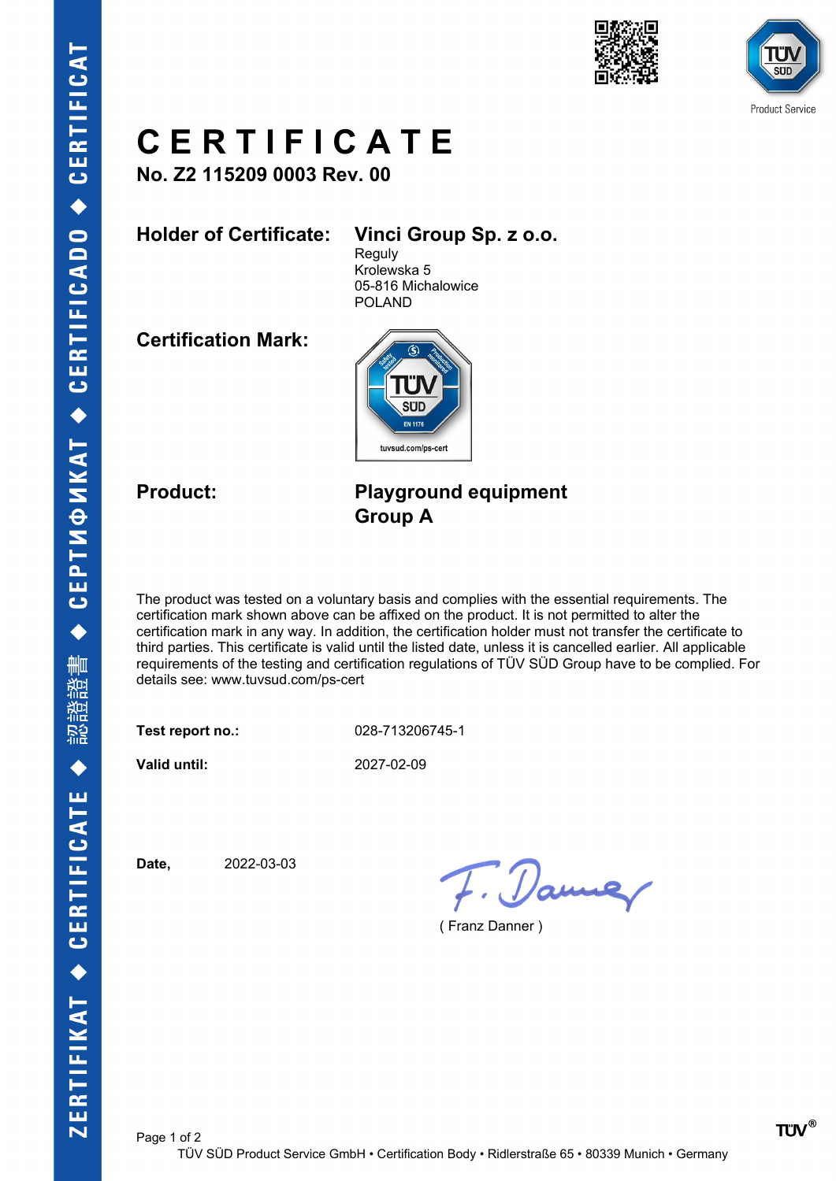# CERTIFICATE

**No. Z2 115209 0003 Rev. 00**

**Holder of Certificate:** **Vinci Group Sp. z o.o.**
Reguly
Krolewska 5
05-816 Michalowice
POLAND

**Certification Mark:**

**Product:** **Playground equipment**
**Group A**

The product was tested on a voluntary basis and complies with the essential requirements. The certification mark shown above can be affixed on the product. It is not permitted to alter the certification mark in any way. In addition, the certification holder must not transfer the certificate to third parties. This certificate is valid until the listed date, unless it is cancelled earlier. All applicable requirements of the testing and certification regulations of TÜV SÜD Group have to be complied. For details see: www.tuvsud.com/ps-cert

**Test report no.:** 028-713206745-1

**Valid until:** 2027-02-09

**Date,** 2022-03-03

( Franz Danner )

TÜV SÜD Product Service GmbH • Certification Body • Ridlerstraße 65 • 80339 Munich • Germany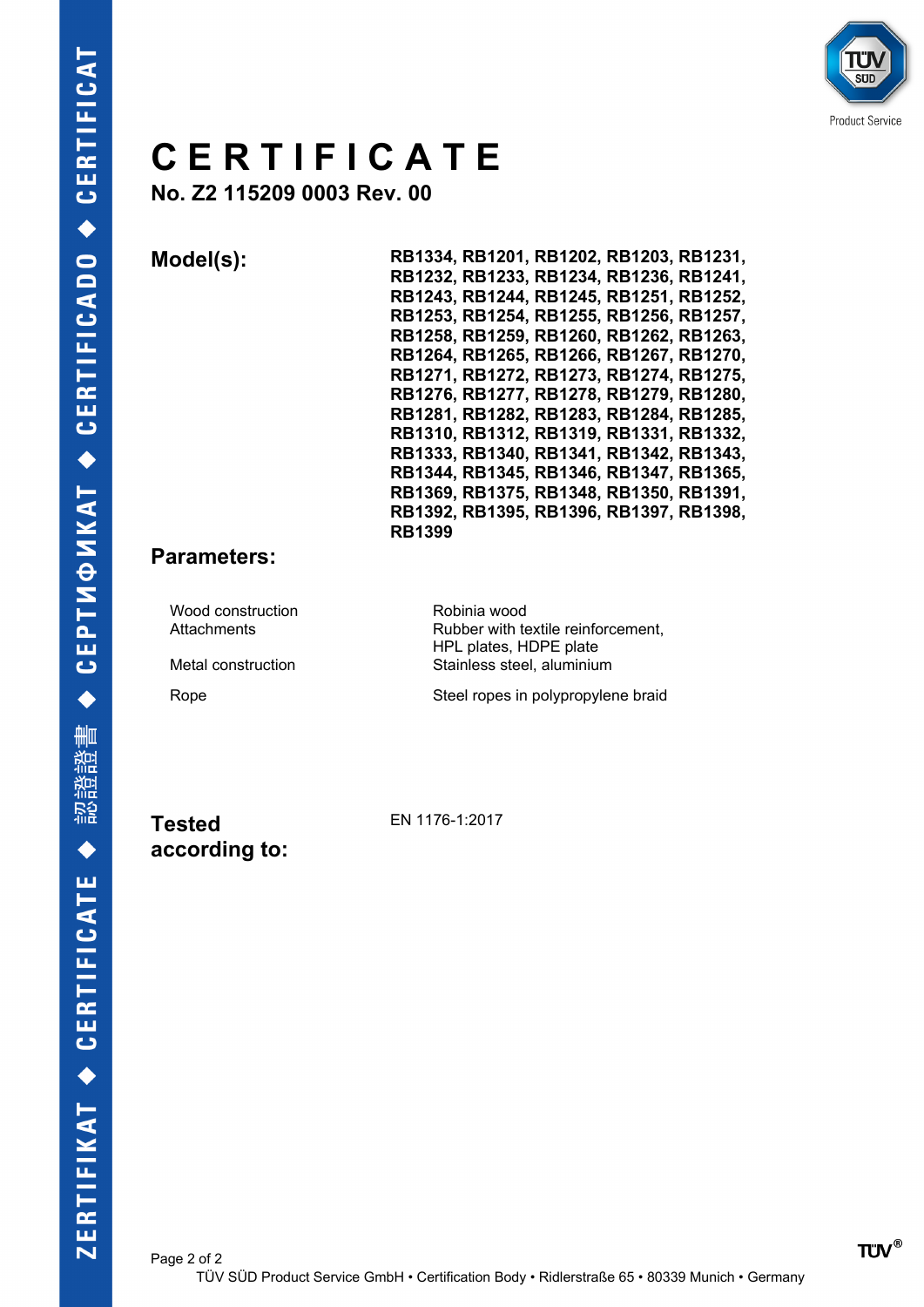# CERTIFICATE

**No. Z2 115209 0003 Rev. 00**

**Model(s):** **RB1334, RB1201, RB1202, RB1203, RB1231, RB1232, RB1233, RB1234, RB1236, RB1241, RB1243, RB1244, RB1245, RB1251, RB1252, RB1253, RB1254, RB1255, RB1256, RB1257, RB1258, RB1259, RB1260, RB1262, RB1263, RB1264, RB1265, RB1266, RB1267, RB1270, RB1271, RB1272, RB1273, RB1274, RB1275, RB1276, RB1277, RB1278, RB1279, RB1280, RB1281, RB1282, RB1283, RB1284, RB1285, RB1310, RB1312, RB1319, RB1331, RB1332, RB1333, RB1340, RB1341, RB1342, RB1343, RB1344, RB1345, RB1346, RB1347, RB1365, RB1369, RB1375, RB1348, RB1350, RB1391, RB1392, RB1395, RB1396, RB1397, RB1398, RB1399**

**Parameters:**

| | |
|---|---|
| Wood construction | Robinia wood |
| Attachments | Rubber with textile reinforcement, HPL plates, HDPE plate |
| Metal construction | Stainless steel, aluminium |
| Rope | Steel ropes in polypropylene braid |

**Tested according to:** EN 1176-1:2017

TÜV SÜD Product Service GmbH • Certification Body • Ridlerstraße 65 • 80339 Munich • Germany